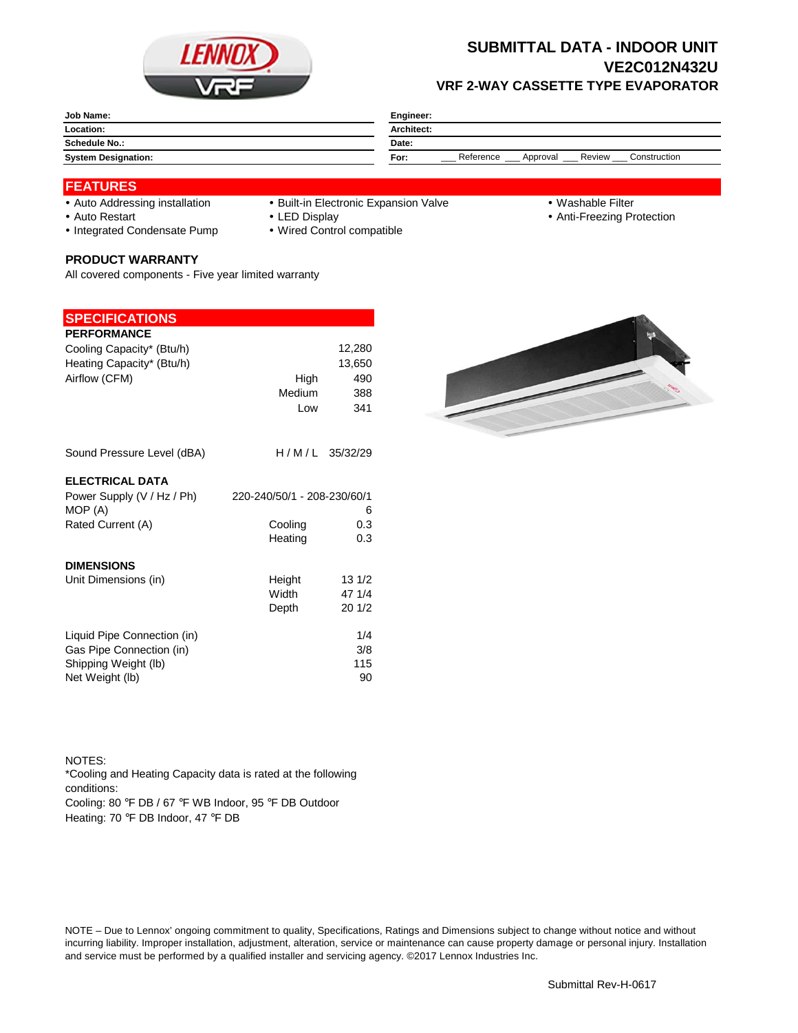# SUBMITTAL DATA - INDOOR UNIT
## VE2C012N432U
### VRF 2-WAY CASSETTE TYPE EVAPORATOR

| | |
|---|---|
| **Job Name:** | **Engineer:** |
| **Location:** | **Architect:** |
| **Schedule No.:** | **Date:** |
| **System Designation:** | **For:** ___ Reference ___ Approval ___ Review ___ Construction |

## FEATURES

- Auto Addressing installation
- Auto Restart
- Integrated Condensate Pump
- Built-in Electronic Expansion Valve
- LED Display
- Wired Control compatible
- Washable Filter
- Anti-Freezing Protection

### PRODUCT WARRANTY

All covered components - Five year limited warranty

## SPECIFICATIONS

### PERFORMANCE

| | | |
|---|---|---|
| Cooling Capacity* (Btu/h) | | 12,280 |
| Heating Capacity* (Btu/h) | | 13,650 |
| Airflow (CFM) | High | 490 |
| | Medium | 388 |
| | Low | 341 |
| Sound Pressure Level (dBA) | H / M / L | 35/32/29 |

### ELECTRICAL DATA

| | | |
|---|---|---|
| Power Supply (V / Hz / Ph) | | 220-240/50/1 - 208-230/60/1 |
| MOP (A) | | 6 |
| Rated Current (A) | Cooling | 0.3 |
| | Heating | 0.3 |

### DIMENSIONS

| | | |
|---|---|---|
| Unit Dimensions (in) | Height | 13 1/2 |
| | Width | 47 1/4 |
| | Depth | 20 1/2 |
| Liquid Pipe Connection (in) | | 1/4 |
| Gas Pipe Connection (in) | | 3/8 |
| Shipping Weight (lb) | | 115 |
| Net Weight (lb) | | 90 |

NOTES:
*Cooling and Heating Capacity data is rated at the following conditions:
Cooling: 80 °F DB / 67 °F WB Indoor, 95 °F DB Outdoor
Heating: 70 °F DB Indoor, 47 °F DB

NOTE – Due to Lennox' ongoing commitment to quality, Specifications, Ratings and Dimensions subject to change without notice and without incurring liability. Improper installation, adjustment, alteration, service or maintenance can cause property damage or personal injury. Installation and service must be performed by a qualified installer and servicing agency. ©2017 Lennox Industries Inc.

Submittal Rev-H-0617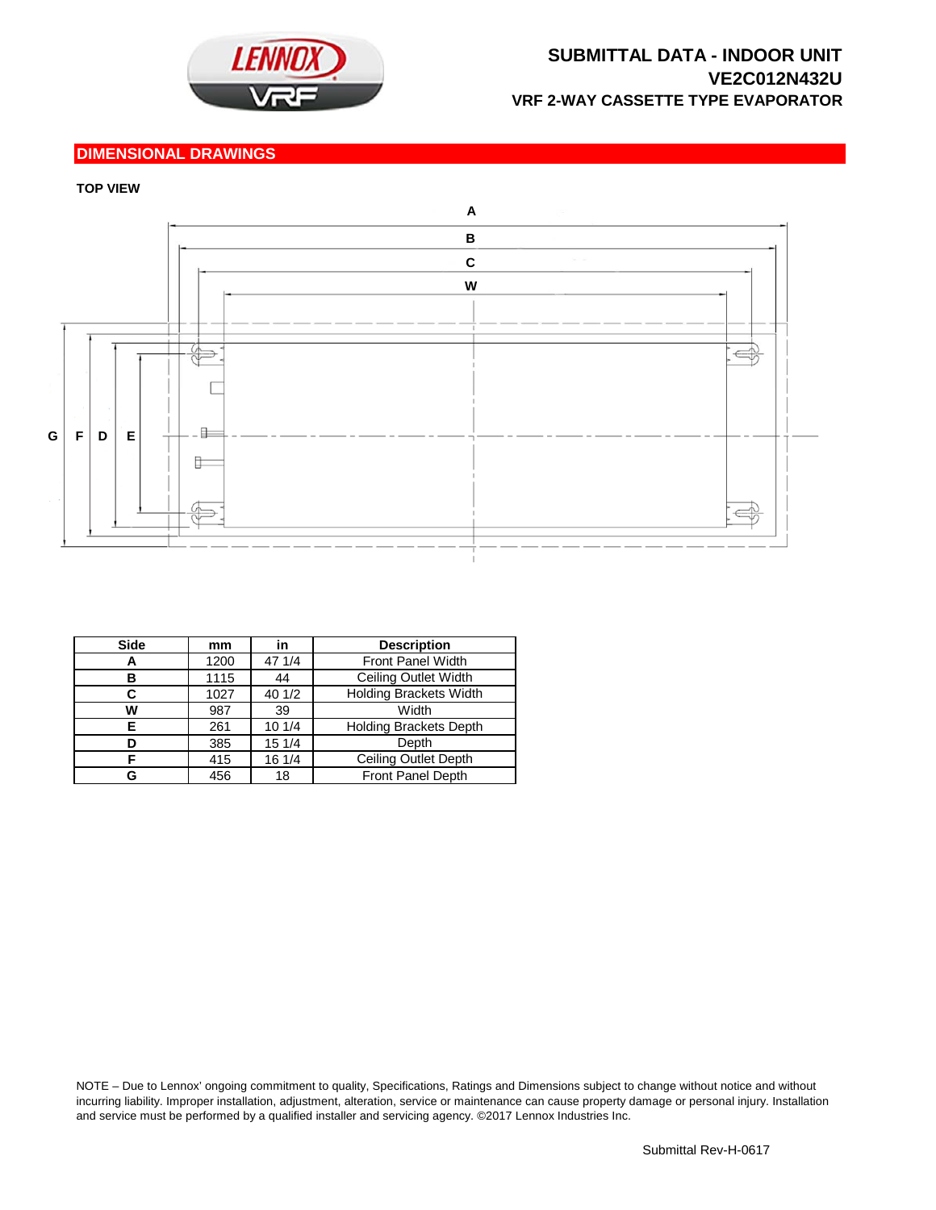# SUBMITTAL DATA - INDOOR UNIT
## VE2C012N432U
### VRF 2-WAY CASSETTE TYPE EVAPORATOR

## DIMENSIONAL DRAWINGS

**TOP VIEW**

A

B

C

W

G F D E

| Side | mm | in | Description |
|---|---|---|---|
| A | 1200 | 47 1/4 | Front Panel Width |
| B | 1115 | 44 | Ceiling Outlet Width |
| C | 1027 | 40 1/2 | Holding Brackets Width |
| W | 987 | 39 | Width |
| E | 261 | 10 1/4 | Holding Brackets Depth |
| D | 385 | 15 1/4 | Depth |
| F | 415 | 16 1/4 | Ceiling Outlet Depth |
| G | 456 | 18 | Front Panel Depth |

NOTE – Due to Lennox' ongoing commitment to quality, Specifications, Ratings and Dimensions subject to change without notice and without incurring liability. Improper installation, adjustment, alteration, service or maintenance can cause property damage or personal injury. Installation and service must be performed by a qualified installer and servicing agency. ©2017 Lennox Industries Inc.

Submittal Rev-H-0617